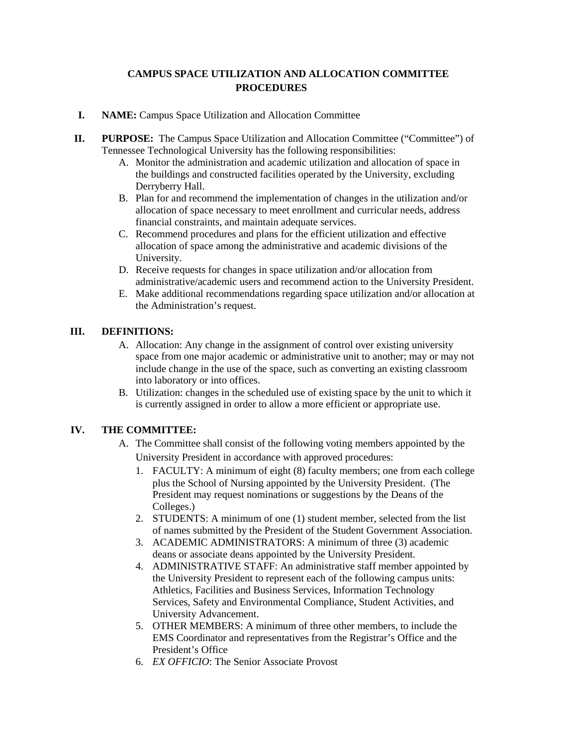# CAMPUS SPACE UTILIZATION AND ALLOCATION COMMITTEE PROCEDURES

I. **NAME:** Campus Space Utilization and Allocation Committee

II. **PURPOSE:** The Campus Space Utilization and Allocation Committee ("Committee") of Tennessee Technological University has the following responsibilities:

   A. Monitor the administration and academic utilization and allocation of space in the buildings and constructed facilities operated by the University, excluding Derryberry Hall.
   
   B. Plan for and recommend the implementation of changes in the utilization and/or allocation of space necessary to meet enrollment and curricular needs, address financial constraints, and maintain adequate services.
   
   C. Recommend procedures and plans for the efficient utilization and effective allocation of space among the administrative and academic divisions of the University.
   
   D. Receive requests for changes in space utilization and/or allocation from administrative/academic users and recommend action to the University President.
   
   E. Make additional recommendations regarding space utilization and/or allocation at the Administration's request.

III. **DEFINITIONS:**

   A. Allocation: Any change in the assignment of control over existing university space from one major academic or administrative unit to another; may or may not include change in the use of the space, such as converting an existing classroom into laboratory or into offices.
   
   B. Utilization: changes in the scheduled use of existing space by the unit to which it is currently assigned in order to allow a more efficient or appropriate use.

IV. **THE COMMITTEE:**

   A. The Committee shall consist of the following voting members appointed by the University President in accordance with approved procedures:
   
      1. FACULTY: A minimum of eight (8) faculty members; one from each college plus the School of Nursing appointed by the University President. (The President may request nominations or suggestions by the Deans of the Colleges.)
      2. STUDENTS: A minimum of one (1) student member, selected from the list of names submitted by the President of the Student Government Association.
      3. ACADEMIC ADMINISTRATORS: A minimum of three (3) academic deans or associate deans appointed by the University President.
      4. ADMINISTRATIVE STAFF: An administrative staff member appointed by the University President to represent each of the following campus units: Athletics, Facilities and Business Services, Information Technology Services, Safety and Environmental Compliance, Student Activities, and University Advancement.
      5. OTHER MEMBERS: A minimum of three other members, to include the EMS Coordinator and representatives from the Registrar's Office and the President's Office
      6. *EX OFFICIO*: The Senior Associate Provost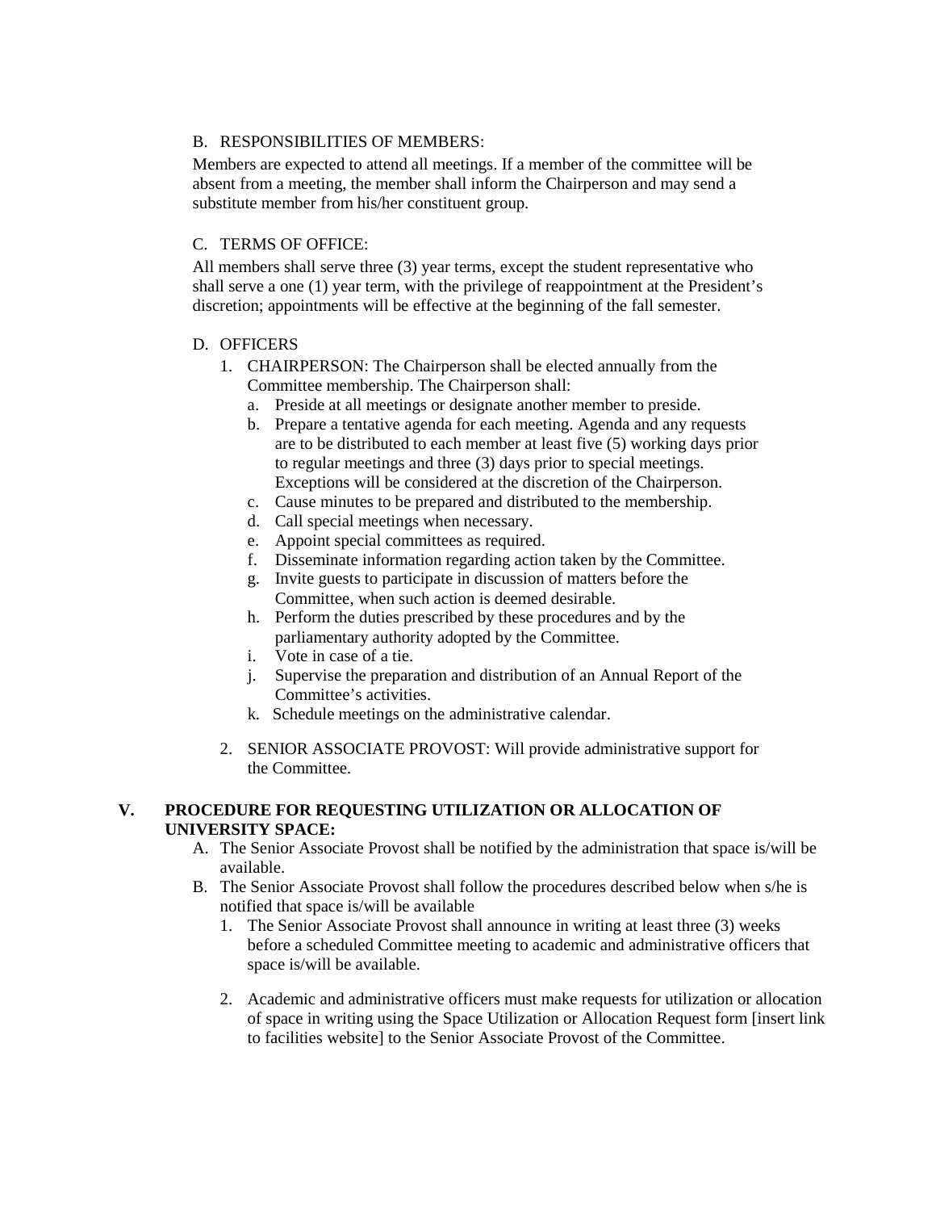B. RESPONSIBILITIES OF MEMBERS:

Members are expected to attend all meetings. If a member of the committee will be absent from a meeting, the member shall inform the Chairperson and may send a substitute member from his/her constituent group.

C. TERMS OF OFFICE:

All members shall serve three (3) year terms, except the student representative who shall serve a one (1) year term, with the privilege of reappointment at the President's discretion; appointments will be effective at the beginning of the fall semester.

D. OFFICERS

1. CHAIRPERSON: The Chairperson shall be elected annually from the Committee membership. The Chairperson shall:
   a. Preside at all meetings or designate another member to preside.
   b. Prepare a tentative agenda for each meeting. Agenda and any requests are to be distributed to each member at least five (5) working days prior to regular meetings and three (3) days prior to special meetings. Exceptions will be considered at the discretion of the Chairperson.
   c. Cause minutes to be prepared and distributed to the membership.
   d. Call special meetings when necessary.
   e. Appoint special committees as required.
   f. Disseminate information regarding action taken by the Committee.
   g. Invite guests to participate in discussion of matters before the Committee, when such action is deemed desirable.
   h. Perform the duties prescribed by these procedures and by the parliamentary authority adopted by the Committee.
   i. Vote in case of a tie.
   j. Supervise the preparation and distribution of an Annual Report of the Committee's activities.
   k. Schedule meetings on the administrative calendar.

2. SENIOR ASSOCIATE PROVOST: Will provide administrative support for the Committee.

## V. PROCEDURE FOR REQUESTING UTILIZATION OR ALLOCATION OF UNIVERSITY SPACE:

A. The Senior Associate Provost shall be notified by the administration that space is/will be available.

B. The Senior Associate Provost shall follow the procedures described below when s/he is notified that space is/will be available

1. The Senior Associate Provost shall announce in writing at least three (3) weeks before a scheduled Committee meeting to academic and administrative officers that space is/will be available.

2. Academic and administrative officers must make requests for utilization or allocation of space in writing using the Space Utilization or Allocation Request form [insert link to facilities website] to the Senior Associate Provost of the Committee.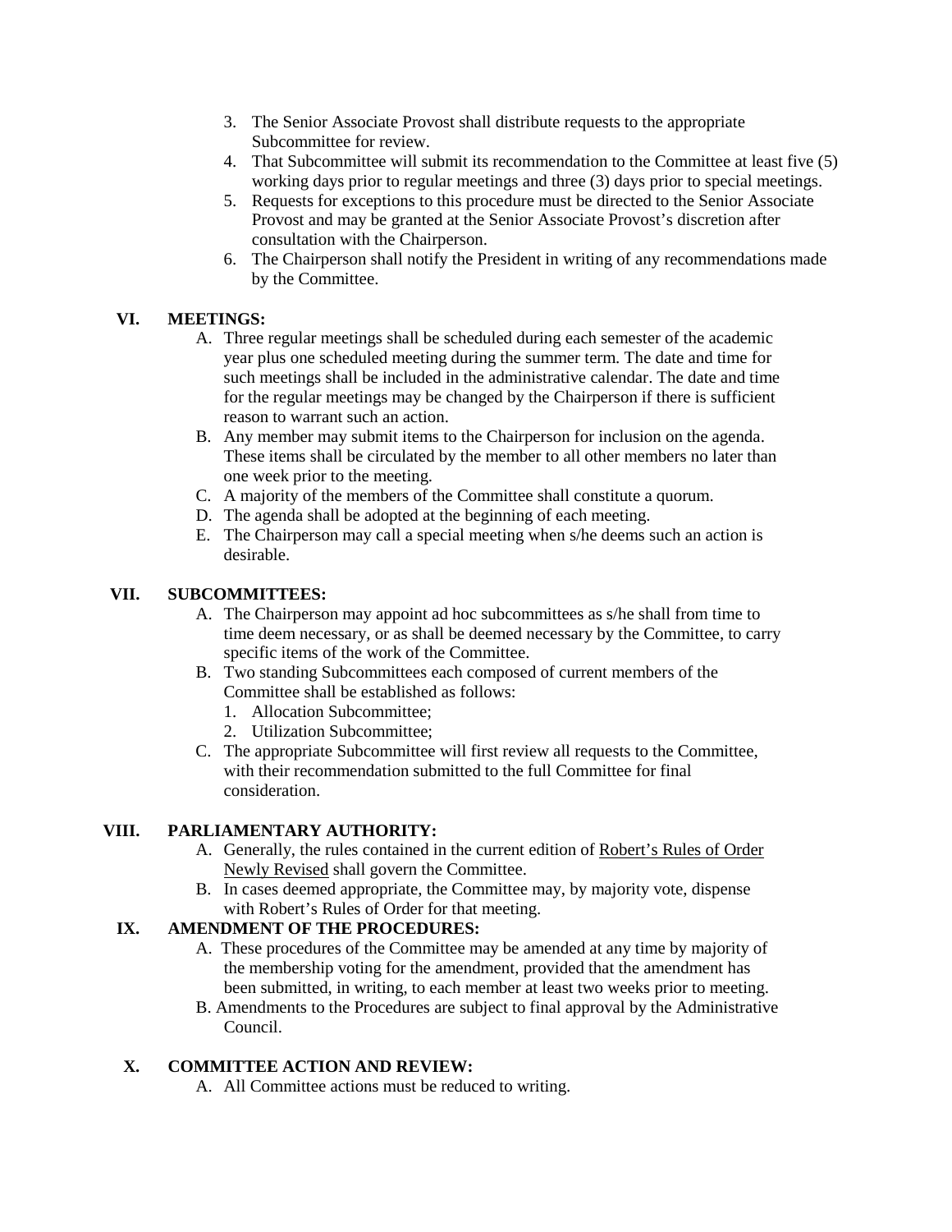3. The Senior Associate Provost shall distribute requests to the appropriate Subcommittee for review.
4. That Subcommittee will submit its recommendation to the Committee at least five (5) working days prior to regular meetings and three (3) days prior to special meetings.
5. Requests for exceptions to this procedure must be directed to the Senior Associate Provost and may be granted at the Senior Associate Provost's discretion after consultation with the Chairperson.
6. The Chairperson shall notify the President in writing of any recommendations made by the Committee.

## VI. MEETINGS:

A. Three regular meetings shall be scheduled during each semester of the academic year plus one scheduled meeting during the summer term. The date and time for such meetings shall be included in the administrative calendar. The date and time for the regular meetings may be changed by the Chairperson if there is sufficient reason to warrant such an action.

B. Any member may submit items to the Chairperson for inclusion on the agenda. These items shall be circulated by the member to all other members no later than one week prior to the meeting.

C. A majority of the members of the Committee shall constitute a quorum.

D. The agenda shall be adopted at the beginning of each meeting.

E. The Chairperson may call a special meeting when s/he deems such an action is desirable.

## VII. SUBCOMMITTEES:

A. The Chairperson may appoint ad hoc subcommittees as s/he shall from time to time deem necessary, or as shall be deemed necessary by the Committee, to carry specific items of the work of the Committee.

B. Two standing Subcommittees each composed of current members of the Committee shall be established as follows:
1. Allocation Subcommittee;
2. Utilization Subcommittee;

C. The appropriate Subcommittee will first review all requests to the Committee, with their recommendation submitted to the full Committee for final consideration.

## VIII. PARLIAMENTARY AUTHORITY:

A. Generally, the rules contained in the current edition of Robert's Rules of Order Newly Revised shall govern the Committee.

B. In cases deemed appropriate, the Committee may, by majority vote, dispense with Robert's Rules of Order for that meeting.

## IX. AMENDMENT OF THE PROCEDURES:

A. These procedures of the Committee may be amended at any time by majority of the membership voting for the amendment, provided that the amendment has been submitted, in writing, to each member at least two weeks prior to meeting.

B. Amendments to the Procedures are subject to final approval by the Administrative Council.

## X. COMMITTEE ACTION AND REVIEW:

A. All Committee actions must be reduced to writing.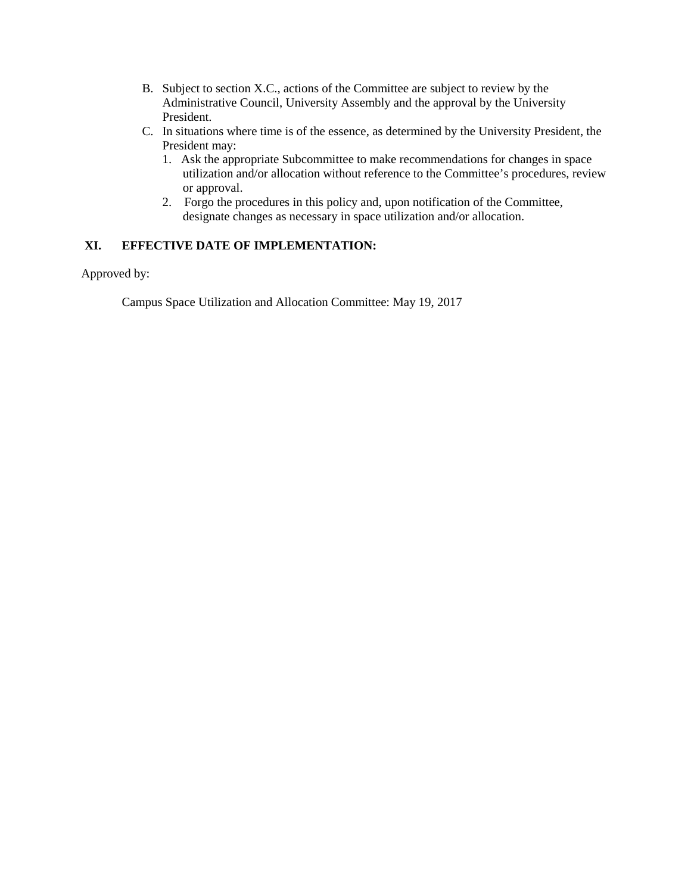B. Subject to section X.C., actions of the Committee are subject to review by the Administrative Council, University Assembly and the approval by the University President.

C. In situations where time is of the essence, as determined by the University President, the President may:

   1. Ask the appropriate Subcommittee to make recommendations for changes in space utilization and/or allocation without reference to the Committee's procedures, review or approval.
   2. Forgo the procedures in this policy and, upon notification of the Committee, designate changes as necessary in space utilization and/or allocation.

## XI. EFFECTIVE DATE OF IMPLEMENTATION:

Approved by:

Campus Space Utilization and Allocation Committee: May 19, 2017